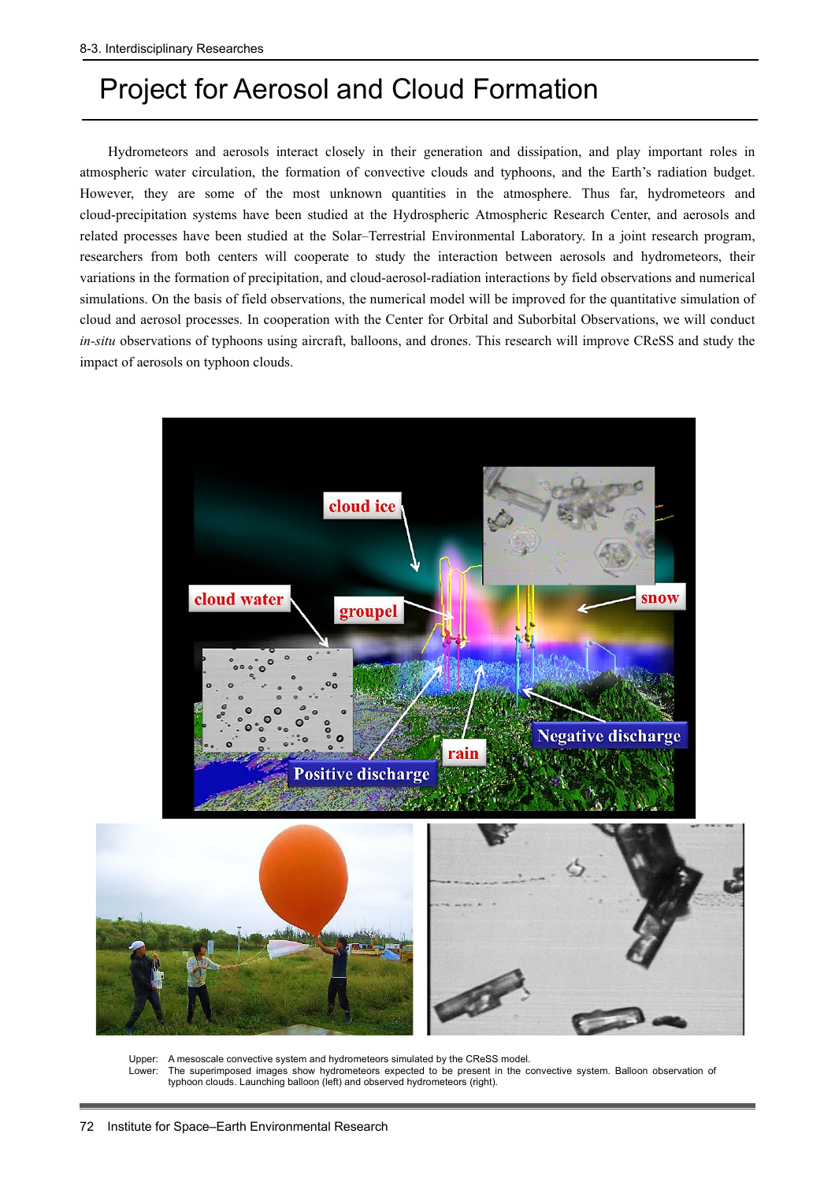# Project for Aerosol and Cloud Formation

Hydrometeors and aerosols interact closely in their generation and dissipation, and play important roles in atmospheric water circulation, the formation of convective clouds and typhoons, and the Earth's radiation budget. However, they are some of the most unknown quantities in the atmosphere. Thus far, hydrometeors and cloud-precipitation systems have been studied at the Hydrospheric Atmospheric Research Center, and aerosols and related processes have been studied at the Solar–Terrestrial Environmental Laboratory. In a joint research program, researchers from both centers will cooperate to study the interaction between aerosols and hydrometeors, their variations in the formation of precipitation, and cloud-aerosol-radiation interactions by field observations and numerical simulations. On the basis of field observations, the numerical model will be improved for the quantitative simulation of cloud and aerosol processes. In cooperation with the Center for Orbital and Suborbital Observations, we will conduct *in-situ* observations of typhoons using aircraft, balloons, and drones. This research will improve CReSS and study the impact of aerosols on typhoon clouds.

Upper: A mesoscale convective system and hydrometeors simulated by the CReSS model.
Lower: The superimposed images show hydrometeors expected to be present in the convective system. Balloon observation of typhoon clouds. Launching balloon (left) and observed hydrometeors (right).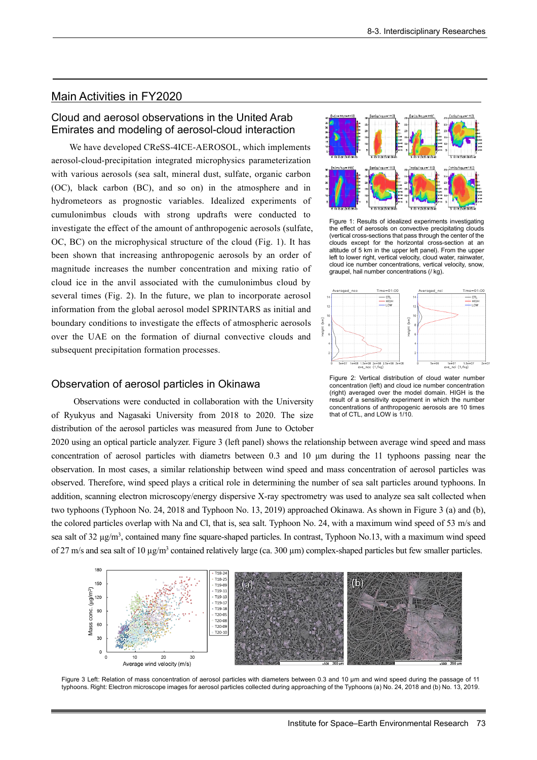## Main Activities in FY2020

### Cloud and aerosol observations in the United Arab Emirates and modeling of aerosol-cloud interaction

We have developed CReSS-4ICE-AEROSOL, which implements aerosol-cloud-precipitation integrated microphysics parameterization with various aerosols (sea salt, mineral dust, sulfate, organic carbon (OC), black carbon (BC), and so on) in the atmosphere and in hydrometeors as prognostic variables. Idealized experiments of cumulonimbus clouds with strong updrafts were conducted to investigate the effect of the amount of anthropogenic aerosols (sulfate, OC, BC) on the microphysical structure of the cloud (Fig. 1). It has been shown that increasing anthropogenic aerosols by an order of magnitude increases the number concentration and mixing ratio of cloud ice in the anvil associated with the cumulonimbus cloud by several times (Fig. 2). In the future, we plan to incorporate aerosol information from the global aerosol model SPRINTARS as initial and boundary conditions to investigate the effects of atmospheric aerosols over the UAE on the formation of diurnal convective clouds and subsequent precipitation formation processes.

Figure 1: Results of idealized experiments investigating the effect of aerosols on convective precipitating clouds (vertical cross-sections that pass through the center of the clouds except for the horizontal cross-section at an altitude of 5 km in the upper left panel). From the upper left to lower right, vertical velocity, cloud water, rainwater, cloud ice number concentrations, vertical velocity, snow, graupel, hail number concentrations (/ kg).

Figure 2: Vertical distribution of cloud water number concentration (left) and cloud ice number concentration (right) averaged over the model domain. HIGH is the result of a sensitivity experiment in which the number concentrations of anthropogenic aerosols are 10 times that of CTL, and LOW is 1/10.

### Observation of aerosol particles in Okinawa

Observations were conducted in collaboration with the University of Ryukyus and Nagasaki University from 2018 to 2020. The size distribution of the aerosol particles was measured from June to October 2020 using an optical particle analyzer. Figure 3 (left panel) shows the relationship between average wind speed and mass concentration of aerosol particles with diametrs between 0.3 and 10 µm during the 11 typhoons passing near the observation. In most cases, a similar relationship between wind speed and mass concentration of aerosol particles was observed. Therefore, wind speed plays a critical role in determining the number of sea salt particles around typhoons. In addition, scanning electron microscopy/energy dispersive X-ray spectrometry was used to analyze sea salt collected when two typhoons (Typhoon No. 24, 2018 and Typhoon No. 13, 2019) approached Okinawa. As shown in Figure 3 (a) and (b), the colored particles overlap with Na and Cl, that is, sea salt. Typhoon No. 24, with a maximum wind speed of 53 m/s and sea salt of 32 µg/m$^3$, contained many fine square-shaped particles. In contrast, Typhoon No.13, with a maximum wind speed of 27 m/s and sea salt of 10 µg/m$^3$ contained relatively large (ca. 300 µm) complex-shaped particles but few smaller particles.

Figure 3 Left: Relation of mass concentration of aerosol particles with diameters between 0.3 and 10 µm and wind speed during the passage of 11 typhoons. Right: Electron microscope images for aerosol particles collected during approaching of the Typhoons (a) No. 24, 2018 and (b) No. 13, 2019.